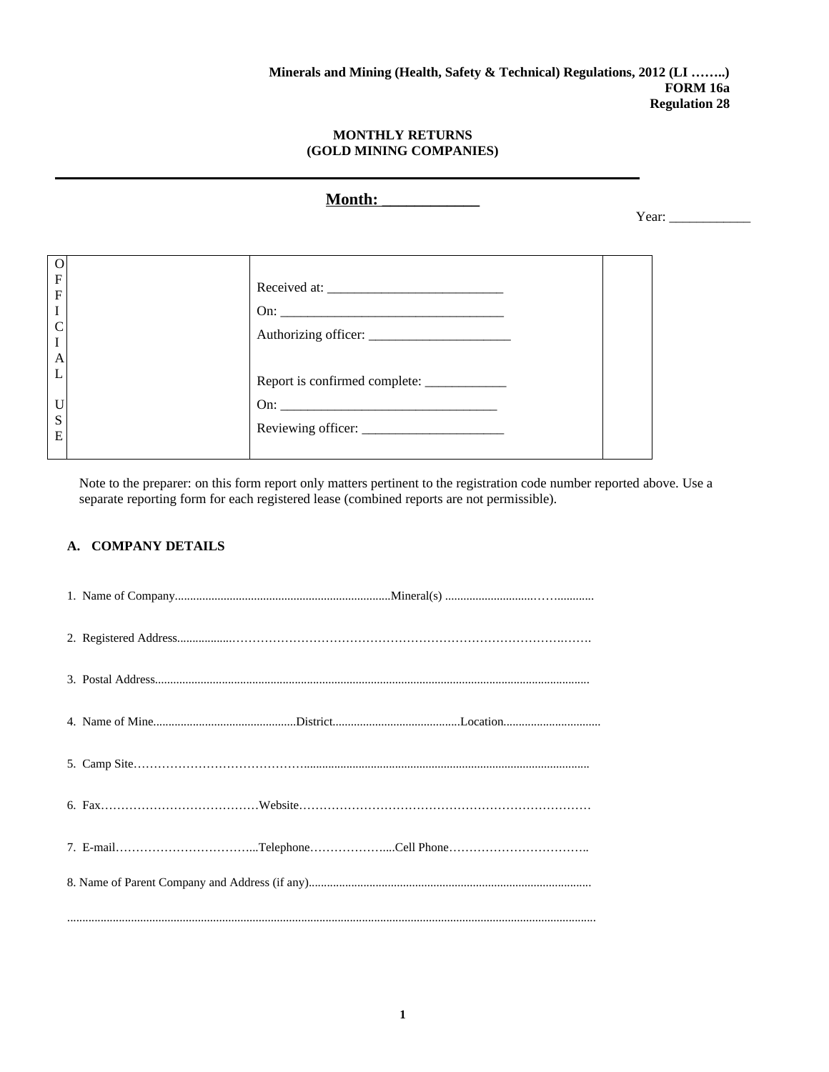**Minerals and Mining (Health, Safety & Technical) Regulations, 2012 (LI ……..)**
**FORM 16a**
**Regulation 28**

**MONTHLY RETURNS**
**(GOLD MINING COMPANIES)**

---

**Month: ____________**

Year: ____________

| OFFICIAL USE | | Received at: _________________________<br>On: _________________________________<br>Authorizing officer: _____________________<br><br>Report is confirmed complete: ____________<br>On: ________________________________<br>Reviewing officer: _____________________ | |
|---|---|---|---|

Note to the preparer: on this form report only matters pertinent to the registration code number reported above. Use a separate reporting form for each registered lease (combined reports are not permissible).

## A. COMPANY DETAILS

1. Name of Company........................................................................Mineral(s) ..............................…….............

2. Registered Address.................……………………………………………………………………….…….

3. Postal Address.............................................................................................................................................

4. Name of Mine...............................................District..........................................Location................................

5. Camp Site……………………………………….............................................................................................

6. Fax…………………………………Website………………………………………………………………

7. E-mail……………………………...Telephone………………....Cell Phone……………………………..

8. Name of Parent Company and Address (if any)............................................................................................

........................................................................................................................................................................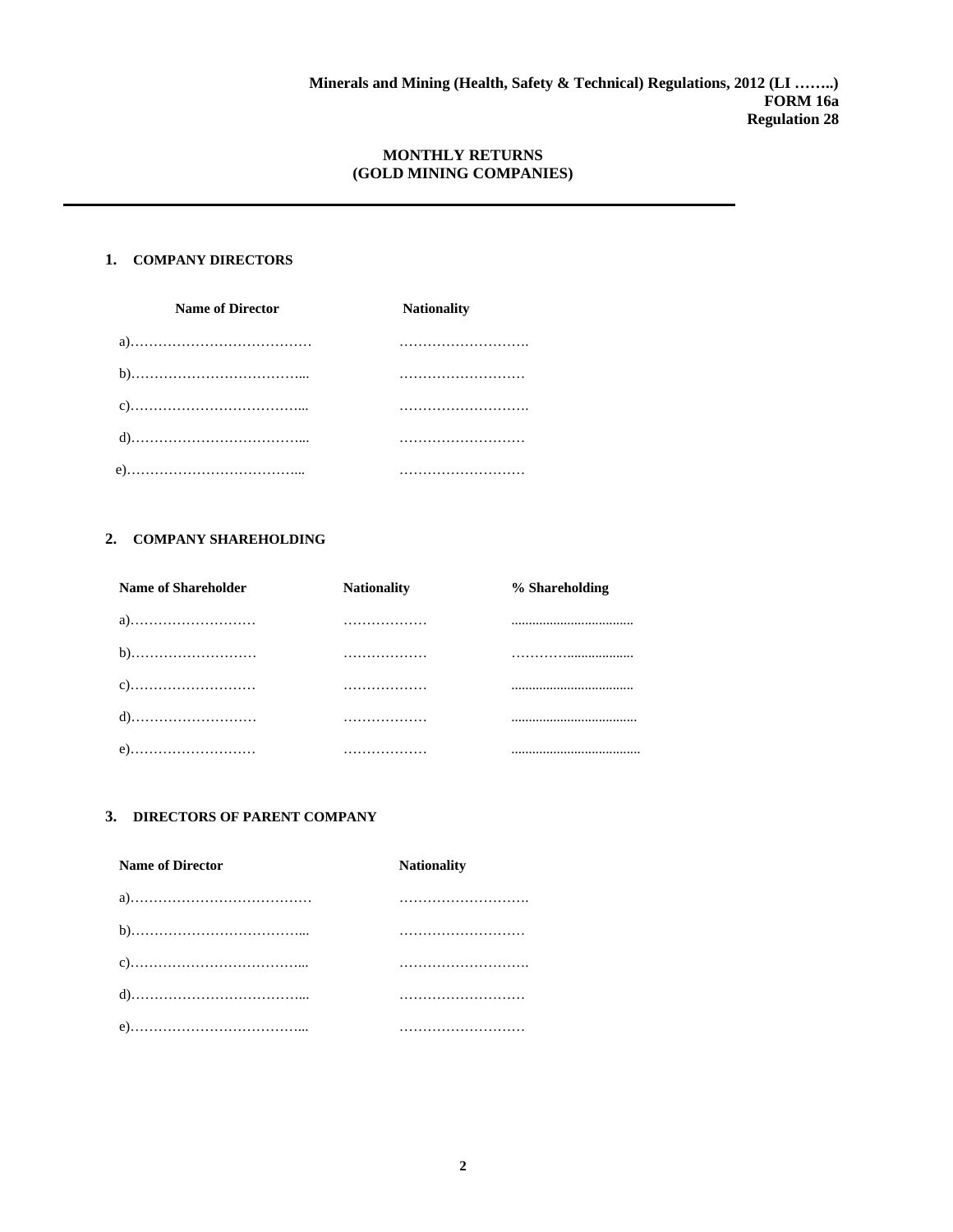**Minerals and Mining (Health, Safety & Technical) Regulations, 2012 (LI ……..)**
**FORM 16a**
**Regulation 28**

## MONTHLY RETURNS
## (GOLD MINING COMPANIES)

---

### 1. COMPANY DIRECTORS

| Name of Director | Nationality |
|---|---|
| a)………………………………… | ………………………. |
| b)………………………………... | ……………………… |
| c)………………………………... | ………………………. |
| d)………………………………... | ……………………… |
| e)………………………………... | ……………………… |

### 2. COMPANY SHAREHOLDING

| Name of Shareholder | Nationality | % Shareholding |
|---|---|---|
| a)……………………… | ……………… | .................................. |
| b)……………………… | ……………… | ………….................. |
| c)……………………… | ……………… | .................................. |
| d)……………………… | ……………… | ................................... |
| e)……………………… | ……………… | .................................... |

### 3. DIRECTORS OF PARENT COMPANY

| Name of Director | Nationality |
|---|---|
| a)………………………………… | ………………………. |
| b)………………………………... | ……………………… |
| c)………………………………... | ………………………. |
| d)………………………………... | ……………………… |
| e)………………………………... | ……………………… |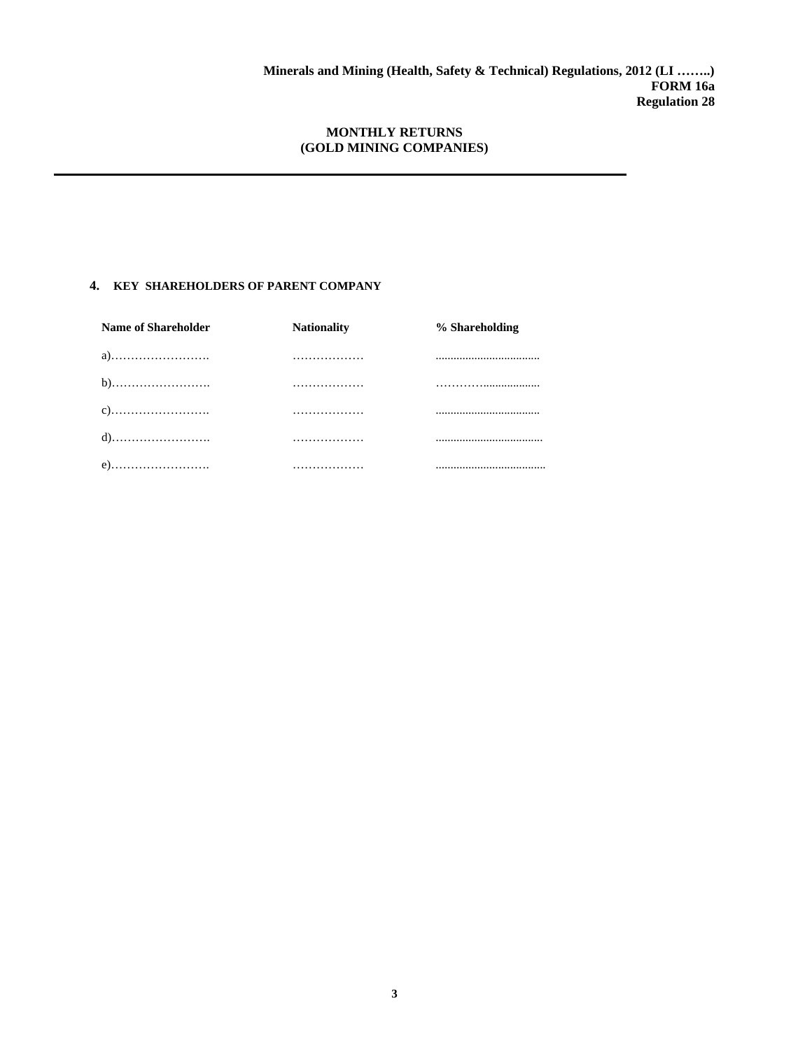**Minerals and Mining (Health, Safety & Technical) Regulations, 2012 (LI ……..)**
**FORM 16a**
**Regulation 28**

**MONTHLY RETURNS**
**(GOLD MINING COMPANIES)**

---

**4. KEY SHAREHOLDERS OF PARENT COMPANY**

| Name of Shareholder | Nationality | % Shareholding |
| --- | --- | --- |
| a)……………………. | ……………… | ................................... |
| b)……………………. | ……………… | ………….................. |
| c)……………………. | ……………… | ................................... |
| d)……………………. | ……………… | .................................... |
| e)……………………. | ……………… | ..................................... |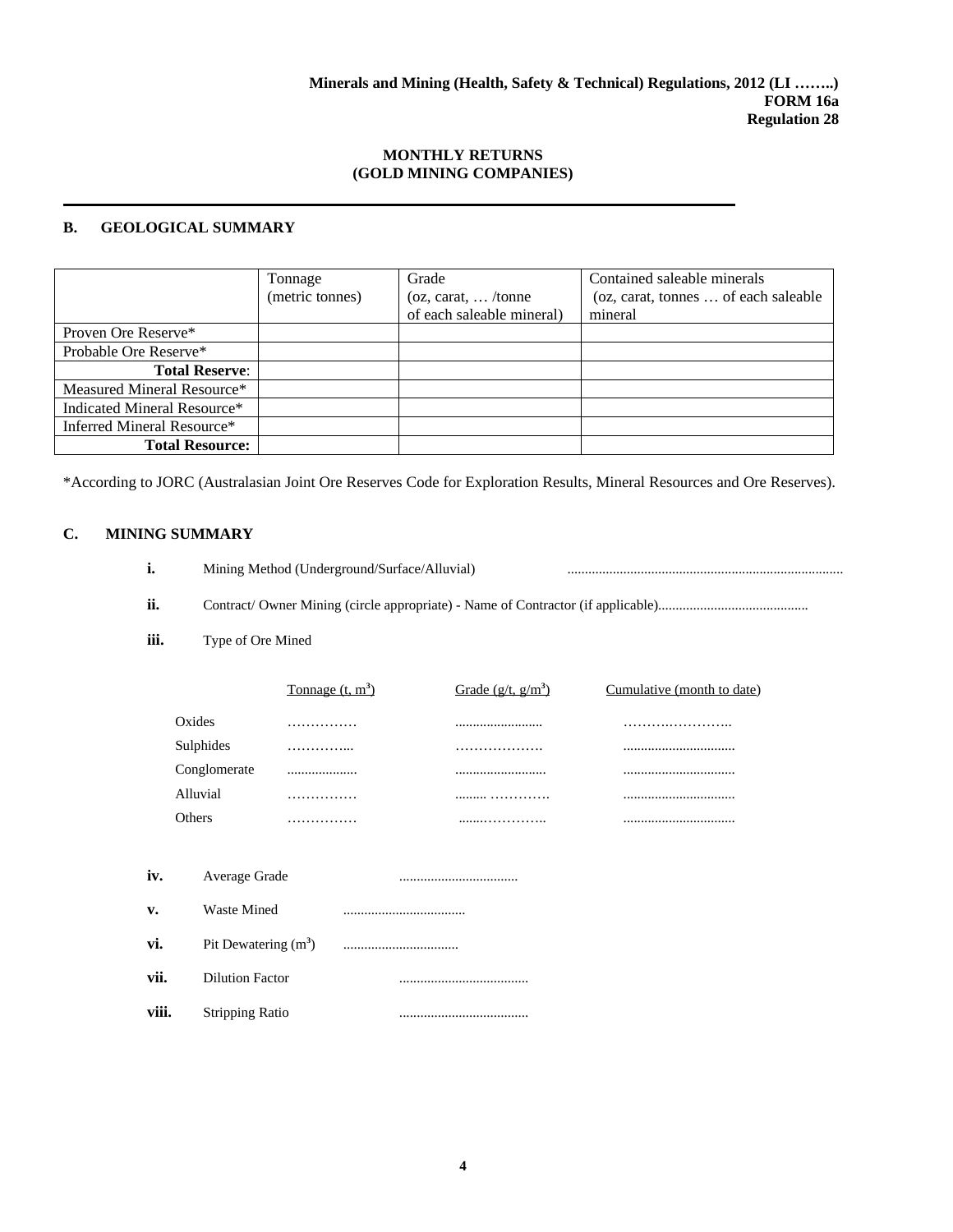**Minerals and Mining (Health, Safety & Technical) Regulations, 2012 (LI ……..)**
**FORM 16a**
**Regulation 28**

**MONTHLY RETURNS**
**(GOLD MINING COMPANIES)**

---

## B. GEOLOGICAL SUMMARY

| | Tonnage (metric tonnes) | Grade (oz, carat, … /tonne of each saleable mineral) | Contained saleable minerals (oz, carat, tonnes … of each saleable mineral |
|---|---|---|---|
| Proven Ore Reserve* | | | |
| Probable Ore Reserve* | | | |
| **Total Reserve**: | | | |
| Measured Mineral Resource* | | | |
| Indicated Mineral Resource* | | | |
| Inferred Mineral Resource* | | | |
| **Total Resource:** | | | |

*According to JORC (Australasian Joint Ore Reserves Code for Exploration Results, Mineral Resources and Ore Reserves).

## C. MINING SUMMARY

**i.** Mining Method (Underground/Surface/Alluvial) ..............................................................................

**ii.** Contract/ Owner Mining (circle appropriate) - Name of Contractor (if applicable)..........................................

**iii.** Type of Ore Mined

| | Tonnage (t, $m^3$) | Grade (g/t, g/$m^3$) | Cumulative (month to date) |
|---|---|---|---|
| Oxides | …………… | ......................... | …………………… |
| Sulphides | …………... | ………………. | ................................ |
| Conglomerate | .................... | .......................... | ................................ |
| Alluvial | …………… | ......... …………. | ................................ |
| Others | …………… | .......………….. | ................................ |

**iv.** Average Grade ..................................

**v.** Waste Mined ...................................

**vi.** Pit Dewatering ($m^3$) .................................

**vii.** Dilution Factor .....................................

**viii.** Stripping Ratio .....................................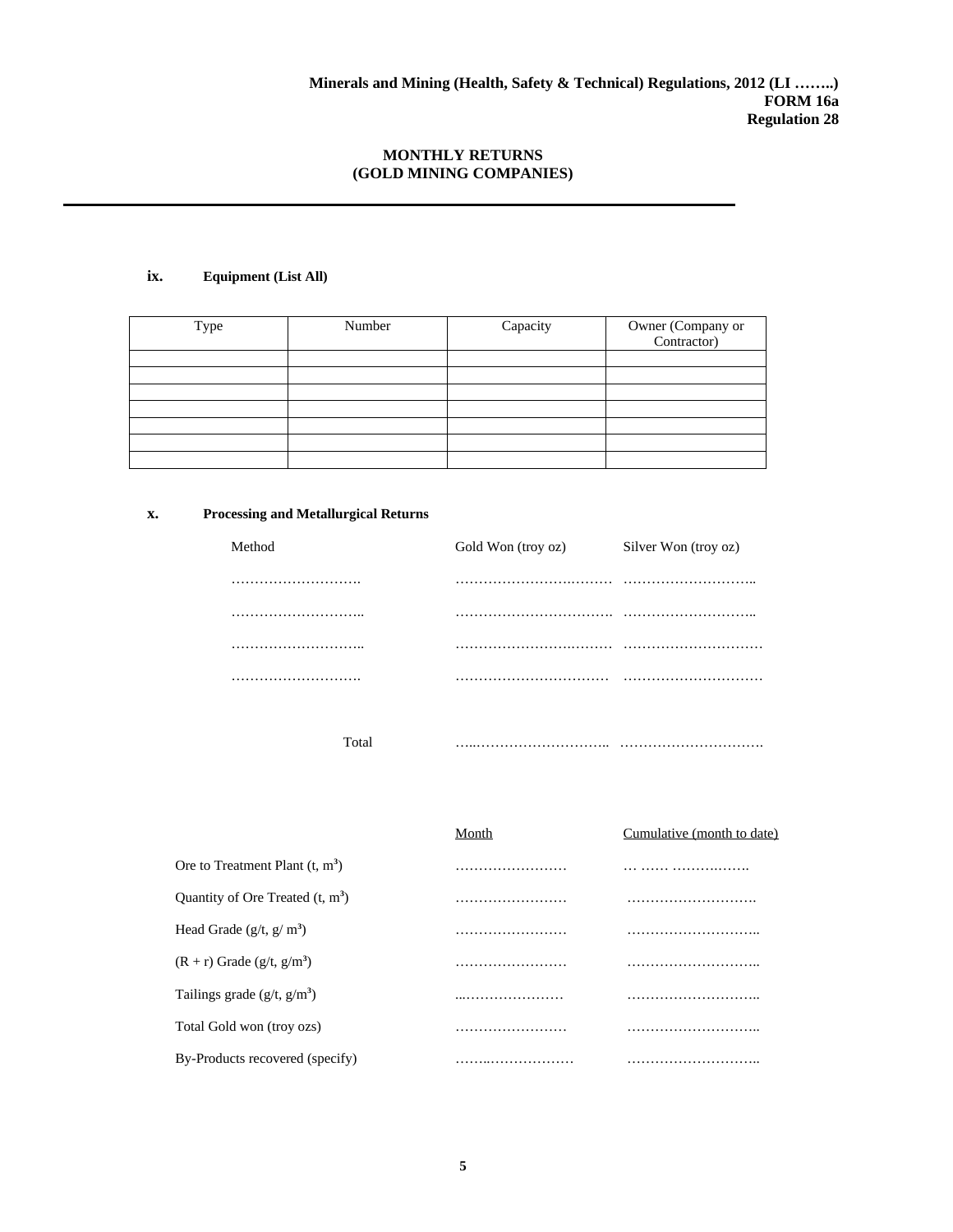**Minerals and Mining (Health, Safety & Technical) Regulations, 2012 (LI ……..)**
**FORM 16a**
**Regulation 28**

**MONTHLY RETURNS**
**(GOLD MINING COMPANIES)**

---

**ix. Equipment (List All)**

| Type | Number | Capacity | Owner (Company or Contractor) |
|---|---|---|---|
| | | | |
| | | | |
| | | | |
| | | | |
| | | | |
| | | | |
| | | | |

**x. Processing and Metallurgical Returns**

| Method | Gold Won (troy oz) | Silver Won (troy oz) |
|---|---|---|
| ………………………. | …………………….……… | ……………………….. |
| ……………………….. | ……………………………. | ……………………….. |
| ……………………….. | …………………….……… | ………………………… |
| ………………………. | …………………………… | ………………………… |
| Total | …..……………………….. | …………………………. |

| | Month | Cumulative (month to date) |
|---|---|---|
| Ore to Treatment Plant (t, m³) | …………………… | … …… …….…….. |
| Quantity of Ore Treated (t, m³) | …………………… | ………………………. |
| Head Grade (g/t, g/ m³) | …………………… | ……………………….. |
| (R + r) Grade (g/t, g/m³) | …………………… | ……………………….. |
| Tailings grade (g/t, g/m³) | ...………………… | ……………………….. |
| Total Gold won (troy ozs) | …………………… | ……………………….. |
| By-Products recovered (specify) | ……..………………… | ……………………….. |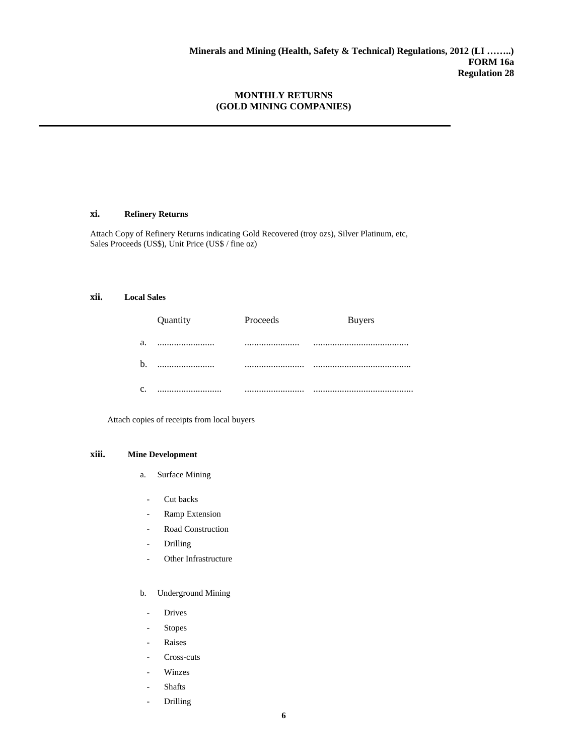**Minerals and Mining (Health, Safety & Technical) Regulations, 2012 (LI ……..)**
**FORM 16a**
**Regulation 28**

## MONTHLY RETURNS
## (GOLD MINING COMPANIES)

---

**xi. Refinery Returns**

Attach Copy of Refinery Returns indicating Gold Recovered (troy ozs), Silver Platinum, etc, Sales Proceeds (US$), Unit Price (US$ / fine oz)

**xii. Local Sales**

| | Quantity | Proceeds | Buyers |
|---|---|---|---|
| a. | ........................ | ....................... | ........................................ |
| b. | ........................ | .......................... | .......................................... |
| c. | ........................... | .......................... | .......................................... |

Attach copies of receipts from local buyers

**xiii. Mine Development**

a. Surface Mining

- Cut backs
- Ramp Extension
- Road Construction
- Drilling
- Other Infrastructure

b. Underground Mining

- Drives
- Stopes
- Raises
- Cross-cuts
- Winzes
- Shafts
- Drilling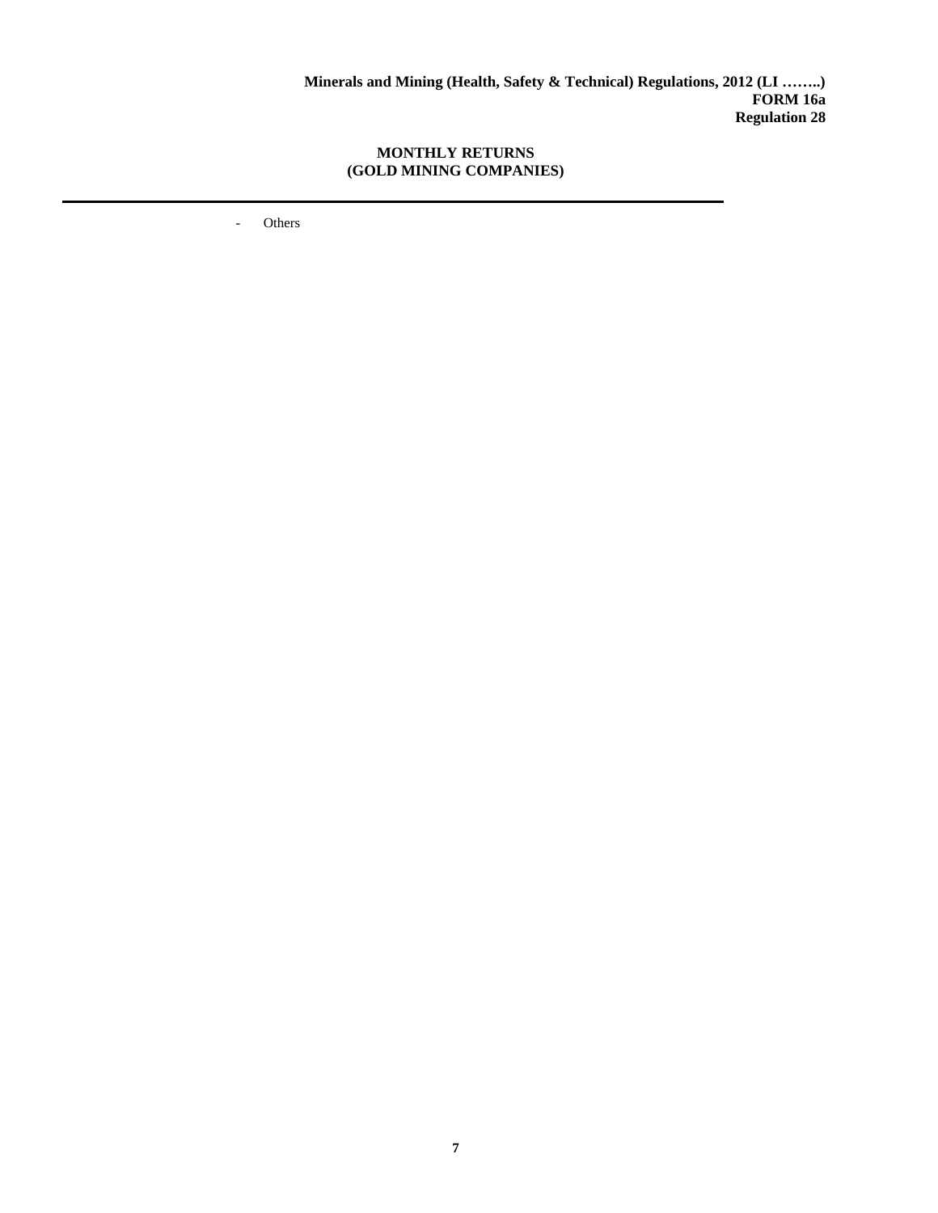Minerals and Mining (Health, Safety & Technical) Regulations, 2012 (LI ……..)
**FORM 16a**
**Regulation 28**

**MONTHLY RETURNS**
**(GOLD MINING COMPANIES)**

---

- Others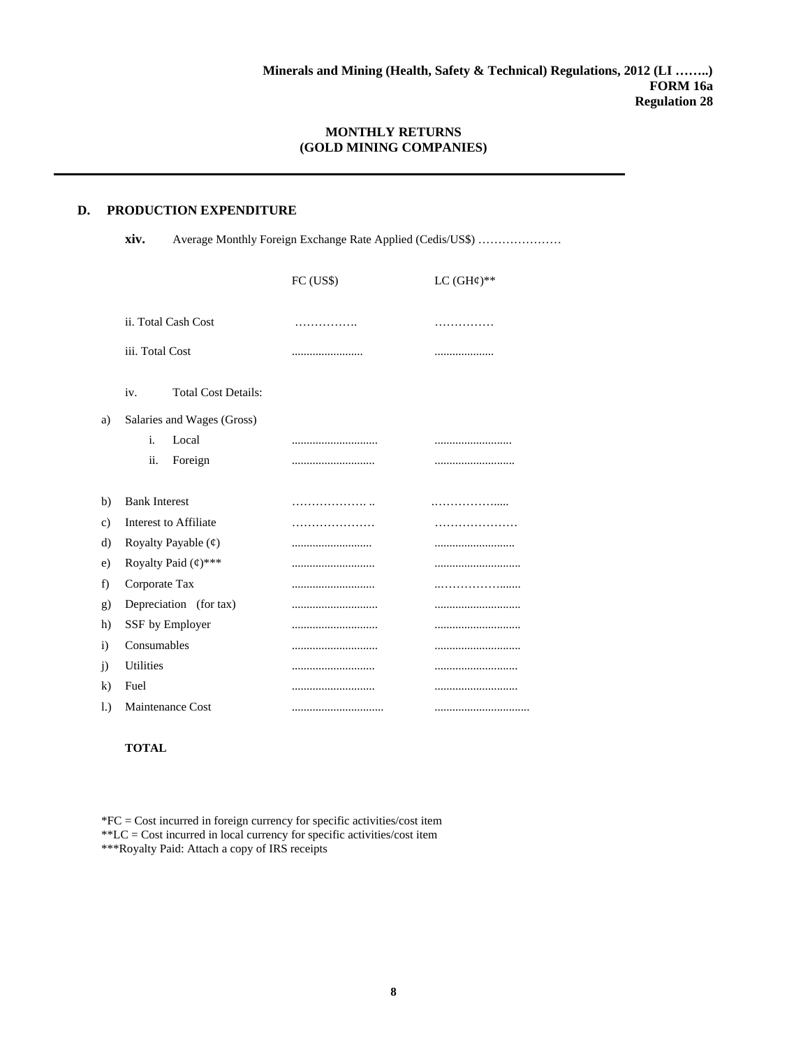**Minerals and Mining (Health, Safety & Technical) Regulations, 2012 (LI ……..)**
**FORM 16a**
**Regulation 28**

## MONTHLY RETURNS
## (GOLD MINING COMPANIES)

---

## D. PRODUCTION EXPENDITURE

**xiv.** Average Monthly Foreign Exchange Rate Applied (Cedis/US$) …………………

| | | FC (US$) | LC (GH¢)** |
|---|---|---|---|
| | ii. Total Cash Cost | ……………. | …………… |
| | iii. Total Cost | ........................ | .................... |
| | iv. Total Cost Details: | | |
| a) | Salaries and Wages (Gross) | | |
| | i. Local | ............................. | .......................... |
| | ii. Foreign | ............................ | ........................... |
| b) | Bank Interest | ………………. .. | ………………..... |
| c) | Interest to Affiliate | ………………… | ………………… |
| d) | Royalty Payable (¢) | ........................... | ........................... |
| e) | Royalty Paid (¢)*** | ............................ | ............................. |
| f) | Corporate Tax | ............................ | ..………………....... |
| g) | Depreciation (for tax) | ............................. | ............................. |
| h) | SSF by Employer | ............................. | ............................. |
| i) | Consumables | ............................. | ............................. |
| j) | Utilities | ............................ | ............................ |
| k) | Fuel | ............................ | ............................ |
| l.) | Maintenance Cost | ............................... | ................................ |
| | **TOTAL** | | |

*FC = Cost incurred in foreign currency for specific activities/cost item
**LC = Cost incurred in local currency for specific activities/cost item
***Royalty Paid: Attach a copy of IRS receipts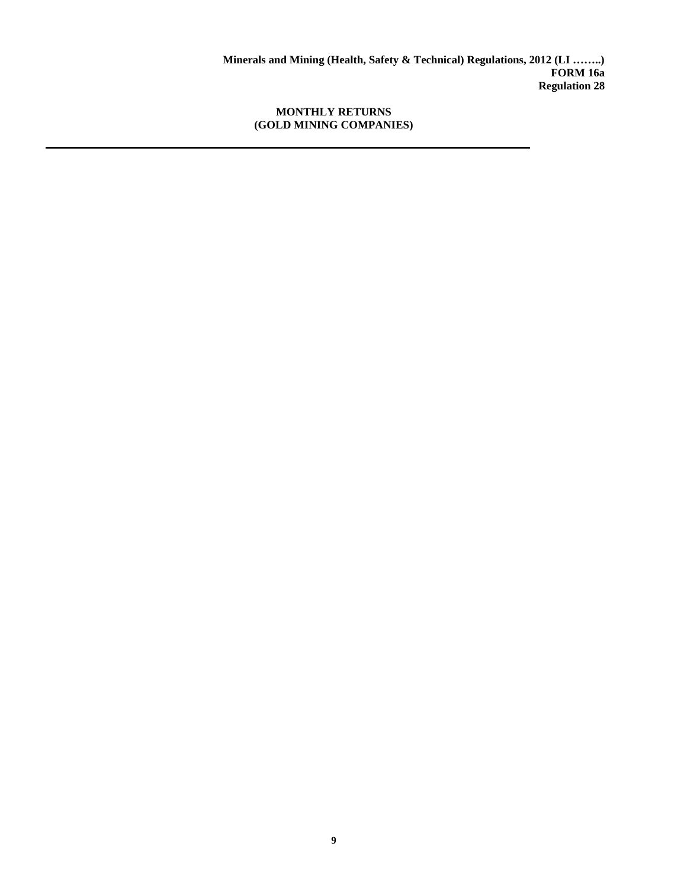**Minerals and Mining (Health, Safety & Technical) Regulations, 2012 (LI ……..)**
**FORM 16a**
**Regulation 28**

**MONTHLY RETURNS**
**(GOLD MINING COMPANIES)**

---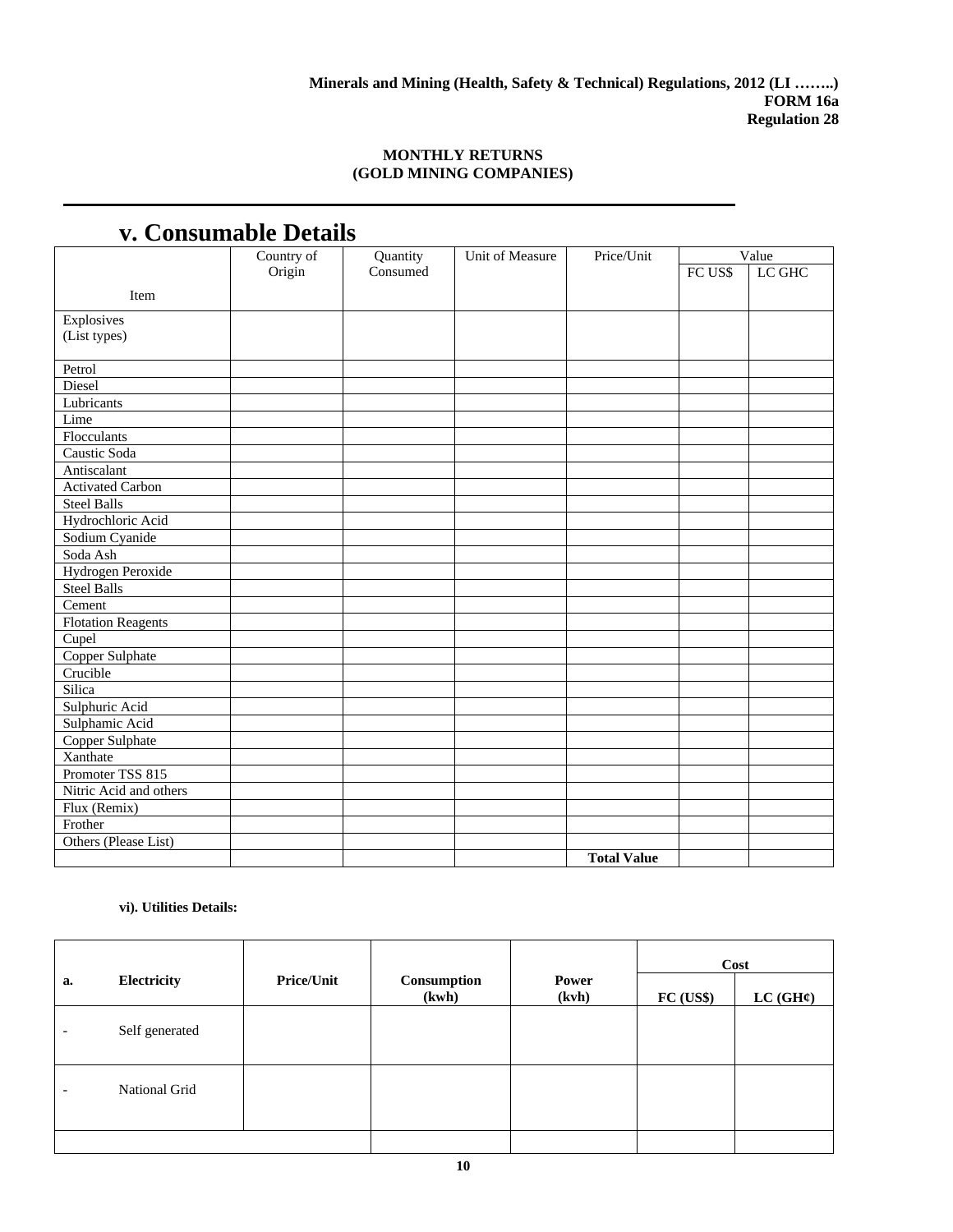**Minerals and Mining (Health, Safety & Technical) Regulations, 2012 (LI ……..)**
**FORM 16a**
**Regulation 28**

**MONTHLY RETURNS**
**(GOLD MINING COMPANIES)**

## v. Consumable Details

| Item | Country of Origin | Quantity Consumed | Unit of Measure | Price/Unit | Value | |
|---|---|---|---|---|---|---|
| | | | | | FC US$ | LC GHC |
| Explosives (List types) | | | | | | |
| Petrol | | | | | | |
| Diesel | | | | | | |
| Lubricants | | | | | | |
| Lime | | | | | | |
| Flocculants | | | | | | |
| Caustic Soda | | | | | | |
| Antiscalant | | | | | | |
| Activated Carbon | | | | | | |
| Steel Balls | | | | | | |
| Hydrochloric Acid | | | | | | |
| Sodium Cyanide | | | | | | |
| Soda Ash | | | | | | |
| Hydrogen Peroxide | | | | | | |
| Steel Balls | | | | | | |
| Cement | | | | | | |
| Flotation Reagents | | | | | | |
| Cupel | | | | | | |
| Copper Sulphate | | | | | | |
| Crucible | | | | | | |
| Silica | | | | | | |
| Sulphuric Acid | | | | | | |
| Sulphamic Acid | | | | | | |
| Copper Sulphate | | | | | | |
| Xanthate | | | | | | |
| Promoter TSS 815 | | | | | | |
| Nitric Acid and others | | | | | | |
| Flux (Remix) | | | | | | |
| Frother | | | | | | |
| Others (Please List) | | | | | | |
| | | | | **Total Value** | | |

**vi). Utilities Details:**

| **a.** | **Electricity** | **Price/Unit** | **Consumption (kwh)** | **Power (kvh)** | **Cost** | |
|---|---|---|---|---|---|---|
| | | | | | **FC (US$)** | **LC (GH¢)** |
| - | Self generated | | | | | |
| - | National Grid | | | | | |
| | | | | | | |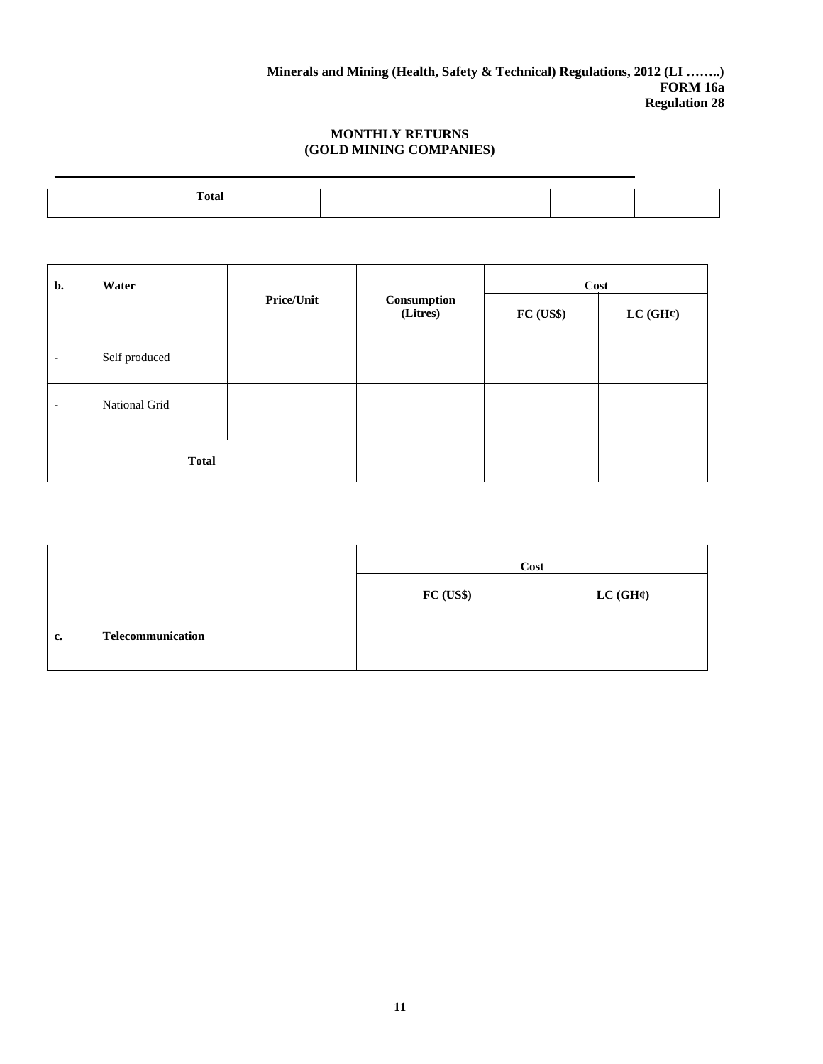**Minerals and Mining (Health, Safety & Technical) Regulations, 2012 (LI ……..)**
**FORM 16a**
**Regulation 28**

**MONTHLY RETURNS**
**(GOLD MINING COMPANIES)**

---

| **Total** | | | | |
|---|---|---|---|---|

| **b. Water** | **Price/Unit** | **Consumption (Litres)** | **Cost** | |
|---|---|---|---|---|
| | | | **FC (US$)** | **LC (GH¢)** |
| - Self produced | | | | |
| - National Grid | | | | |
| **Total** | | | | |

| | **Cost** | |
|---|---|---|
| | **FC (US$)** | **LC (GH¢)** |
| **c. Telecommunication** | | |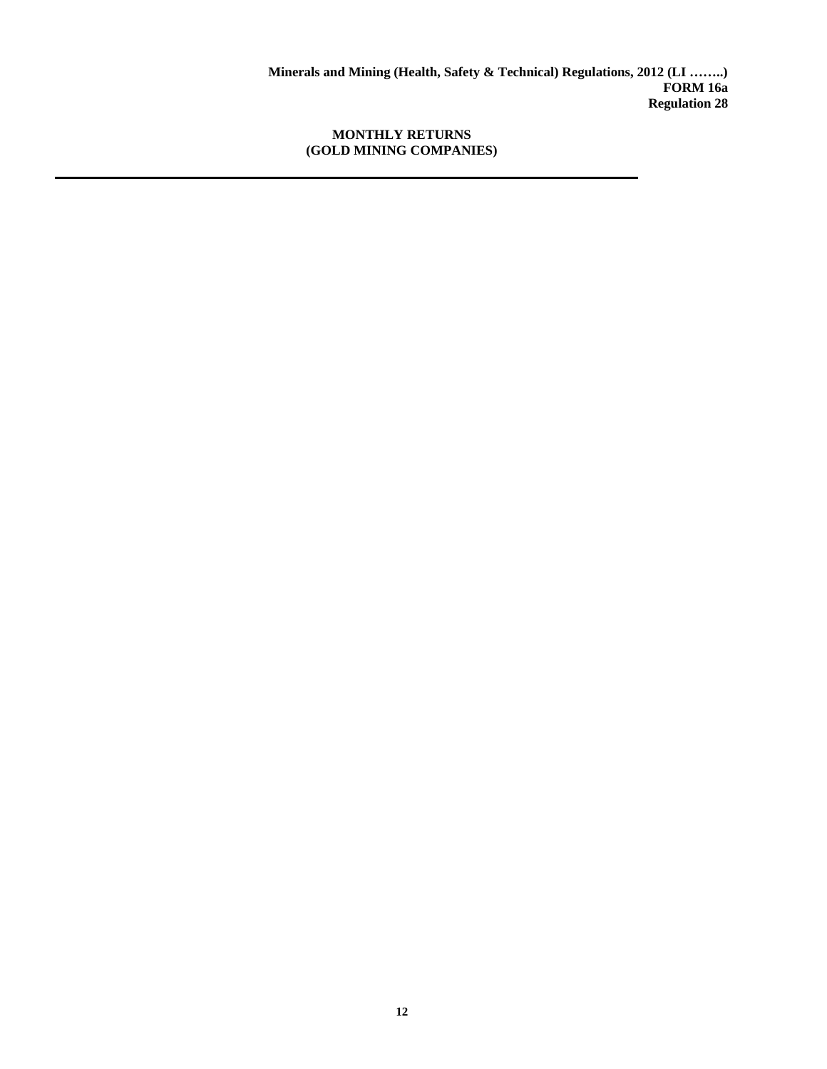**Minerals and Mining (Health, Safety & Technical) Regulations, 2012 (LI ……..)**
**FORM 16a**
**Regulation 28**

**MONTHLY RETURNS**
**(GOLD MINING COMPANIES)**

---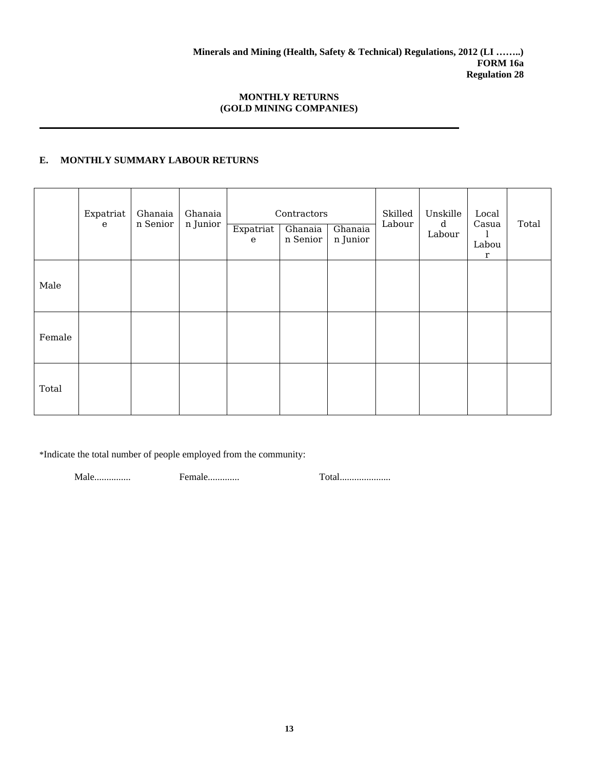**Minerals and Mining (Health, Safety & Technical) Regulations, 2012 (LI ……..)**
**FORM 16a**
**Regulation 28**

**MONTHLY RETURNS**
**(GOLD MINING COMPANIES)**

---

**E. MONTHLY SUMMARY LABOUR RETURNS**

| | Expatriate | Ghanaian Senior | Ghanaian Junior | Contractors | | | Skilled Labour | Unskilled Labour | Local Casual Labour | Total |
|---|---|---|---|---|---|---|---|---|---|---|
| | | | | Expatriate | Ghanaian Senior | Ghanaian Junior | | | | |
| Male | | | | | | | | | | |
| Female | | | | | | | | | | |
| Total | | | | | | | | | | |

*Indicate the total number of people employed from the community:

Male............... Female............. Total.....................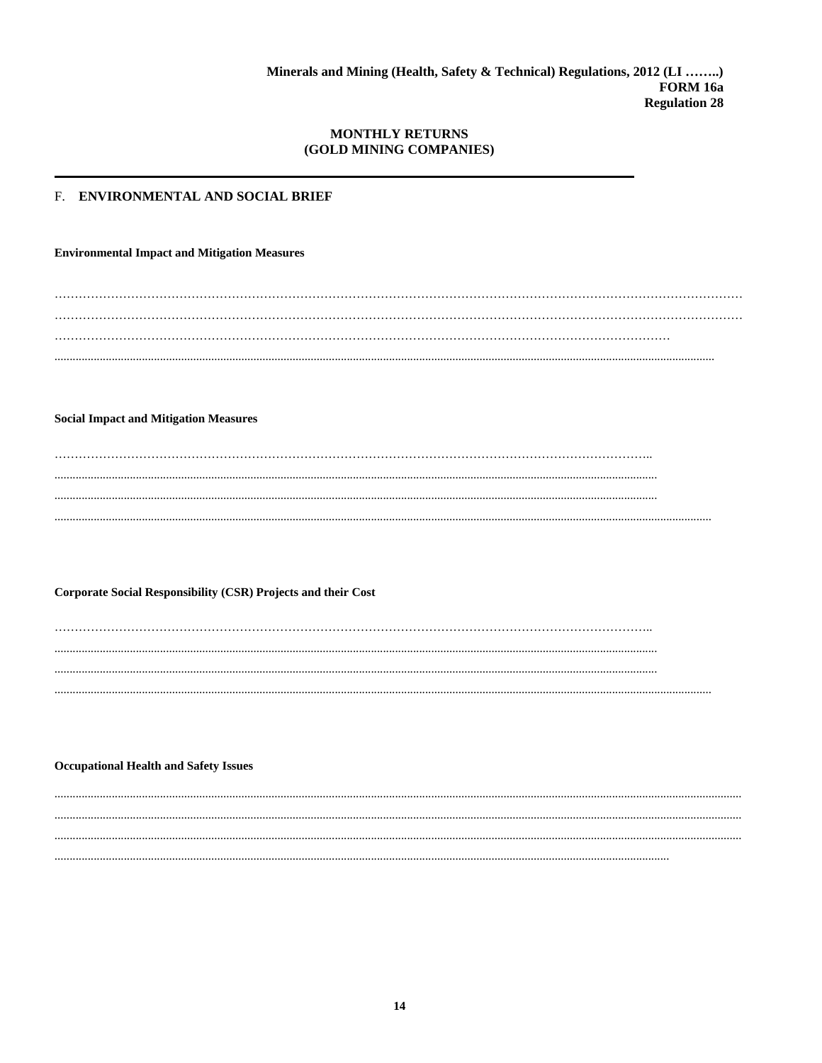**Minerals and Mining (Health, Safety & Technical) Regulations, 2012 (LI ……..)**
**FORM 16a**
**Regulation 28**

**MONTHLY RETURNS**
**(GOLD MINING COMPANIES)**

---

## F. ENVIRONMENTAL AND SOCIAL BRIEF

**Environmental Impact and Mitigation Measures**

…………………………………………………………………………………………………………………………………………
…………………………………………………………………………………………………………………………………………
…………………………………………………………………………………………………………………………
..........................................................................................................................................................................................

**Social Impact and Mitigation Measures**

………………………………………………………………………………………………………………………..
..........................................................................................................................................................................
..........................................................................................................................................................................
..........................................................................................................................................................................................

**Corporate Social Responsibility (CSR) Projects and their Cost**

………………………………………………………………………………………………………………………..
..........................................................................................................................................................................
..........................................................................................................................................................................
..........................................................................................................................................................................................

**Occupational Health and Safety Issues**

..............................................................................................................................................................................................
..............................................................................................................................................................................................
..............................................................................................................................................................................................
........................................................................................................................................................................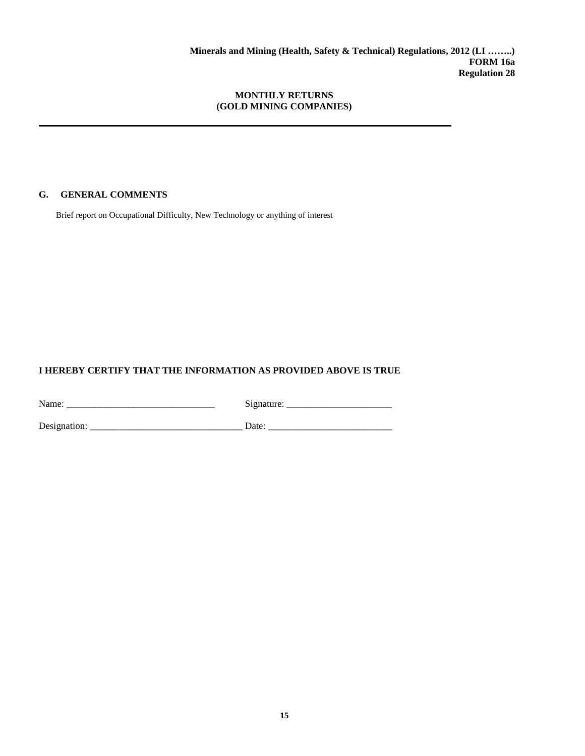**Minerals and Mining (Health, Safety & Technical) Regulations, 2012 (LI ……..)**
**FORM 16a**
**Regulation 28**

**MONTHLY RETURNS**
**(GOLD MINING COMPANIES)**

---

## G. GENERAL COMMENTS

Brief report on Occupational Difficulty, New Technology or anything of interest

**I HEREBY CERTIFY THAT THE INFORMATION AS PROVIDED ABOVE IS TRUE**

Name: _______________________________ Signature: ______________________

Designation: ________________________________ Date: __________________________